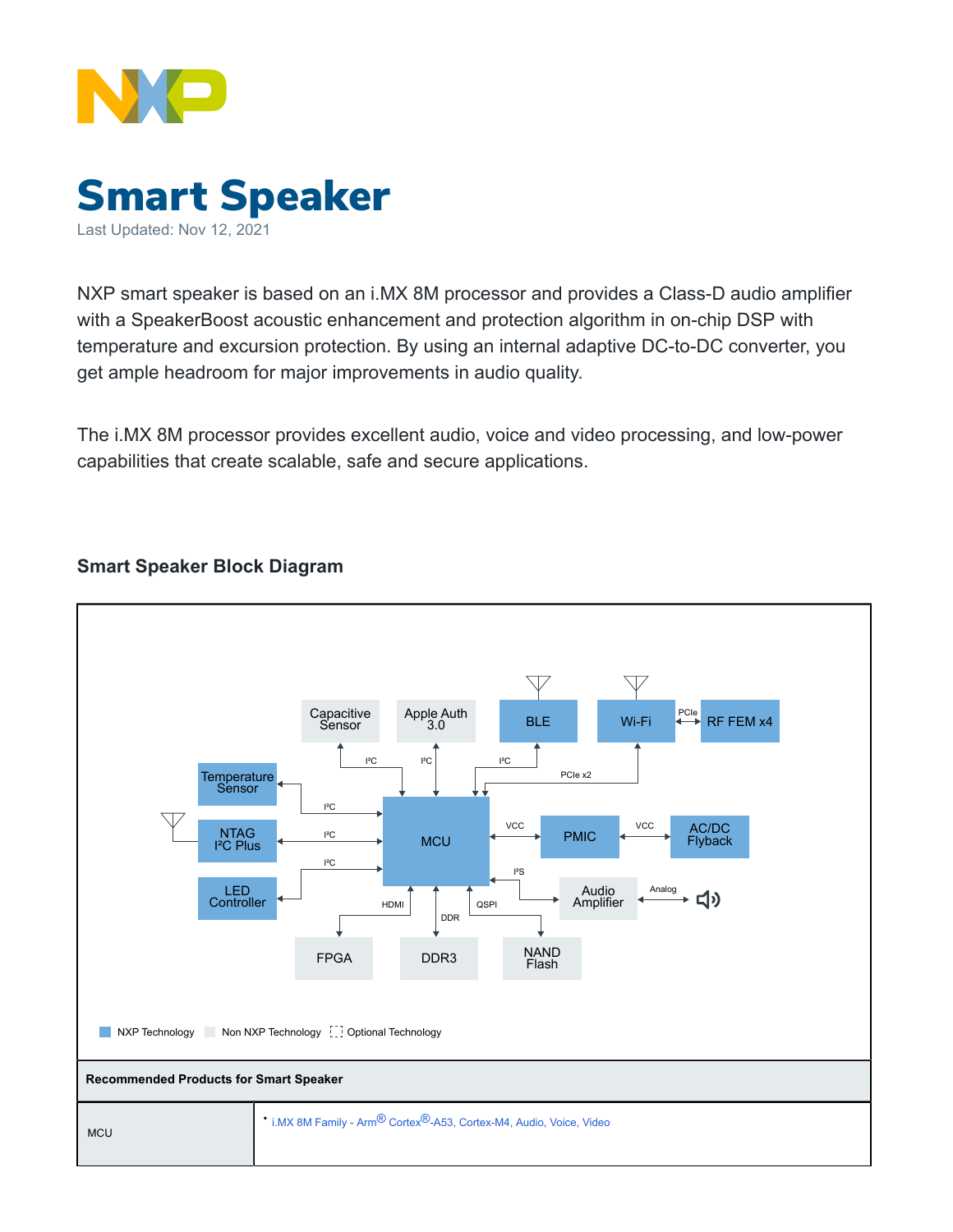# Smart Speaker

Last Updated: Nov 12, 2021

NXP smart speaker is based on an i.MX 8M processor and provides a Class-D audio amplifier with a SpeakerBoost acoustic enhancement and protection algorithm in on-chip DSP with temperature and excursion protection. By using an internal adaptive DC-to-DC converter, you get ample headroom for major improvements in audio quality.

The i.MX 8M processor provides excellent audio, voice and video processing, and low-power capabilities that create scalable, safe and secure applications.

## Smart Speaker Block Diagram

| Recommended Products for Smart Speaker | |
|---|---|
| MCU | • i.MX 8M Family - Arm® Cortex®-A53, Cortex-M4, Audio, Voice, Video |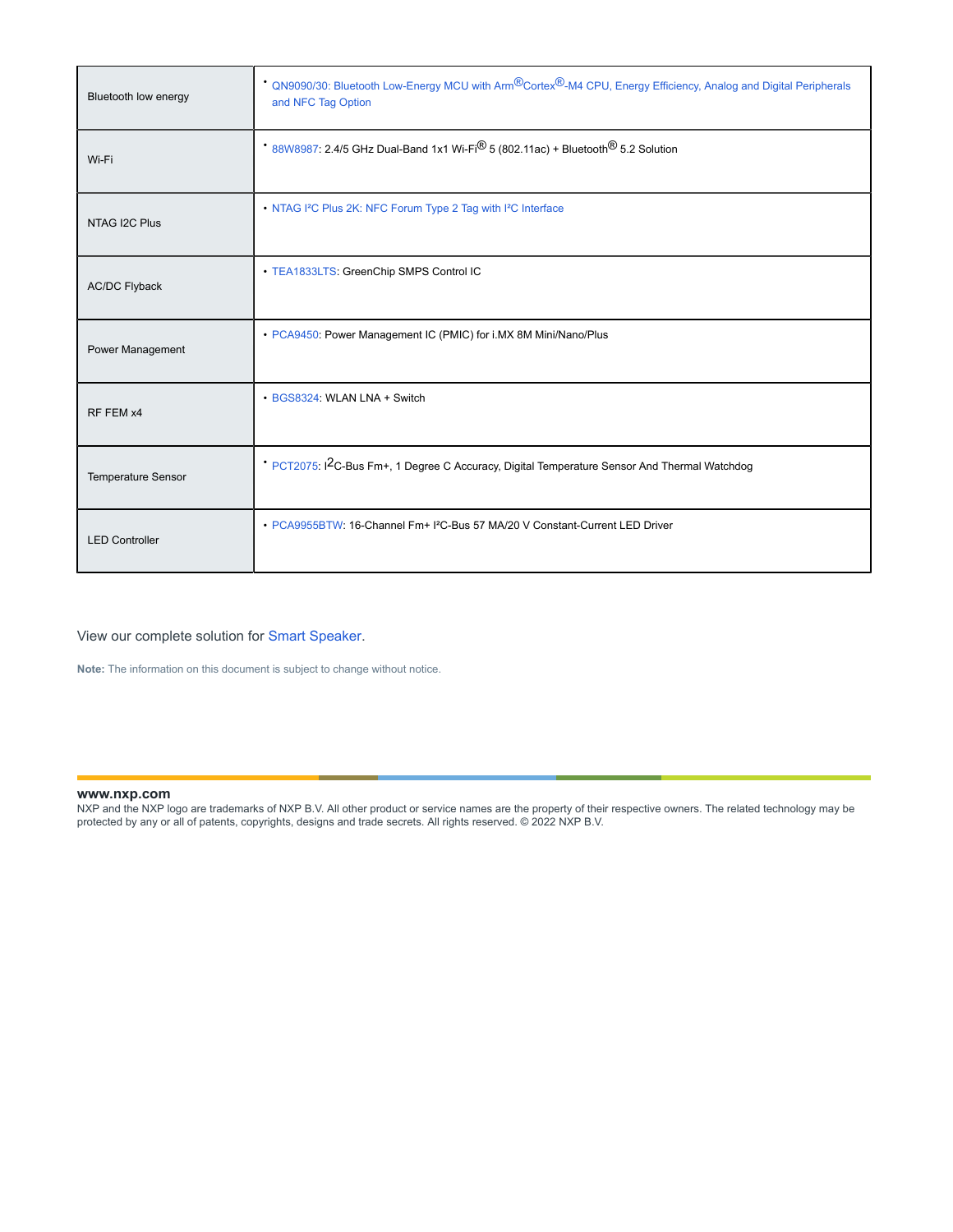| | |
|---|---|
| Bluetooth low energy | • QN9090/30: Bluetooth Low-Energy MCU with Arm® Cortex®-M4 CPU, Energy Efficiency, Analog and Digital Peripherals and NFC Tag Option |
| Wi-Fi | • 88W8987: 2.4/5 GHz Dual-Band 1x1 Wi-Fi® 5 (802.11ac) + Bluetooth® 5.2 Solution |
| NTAG I2C Plus | • NTAG I²C Plus 2K: NFC Forum Type 2 Tag with I²C Interface |
| AC/DC Flyback | • TEA1833LTS: GreenChip SMPS Control IC |
| Power Management | • PCA9450: Power Management IC (PMIC) for i.MX 8M Mini/Nano/Plus |
| RF FEM x4 | • BGS8324: WLAN LNA + Switch |
| Temperature Sensor | • PCT2075: I²C-Bus Fm+, 1 Degree C Accuracy, Digital Temperature Sensor And Thermal Watchdog |
| LED Controller | • PCA9955BTW: 16-Channel Fm+ I²C-Bus 57 MA/20 V Constant-Current LED Driver |

View our complete solution for Smart Speaker.

**Note:** The information on this document is subject to change without notice.

**www.nxp.com**

NXP and the NXP logo are trademarks of NXP B.V. All other product or service names are the property of their respective owners. The related technology may be protected by any or all of patents, copyrights, designs and trade secrets. All rights reserved. © 2022 NXP B.V.